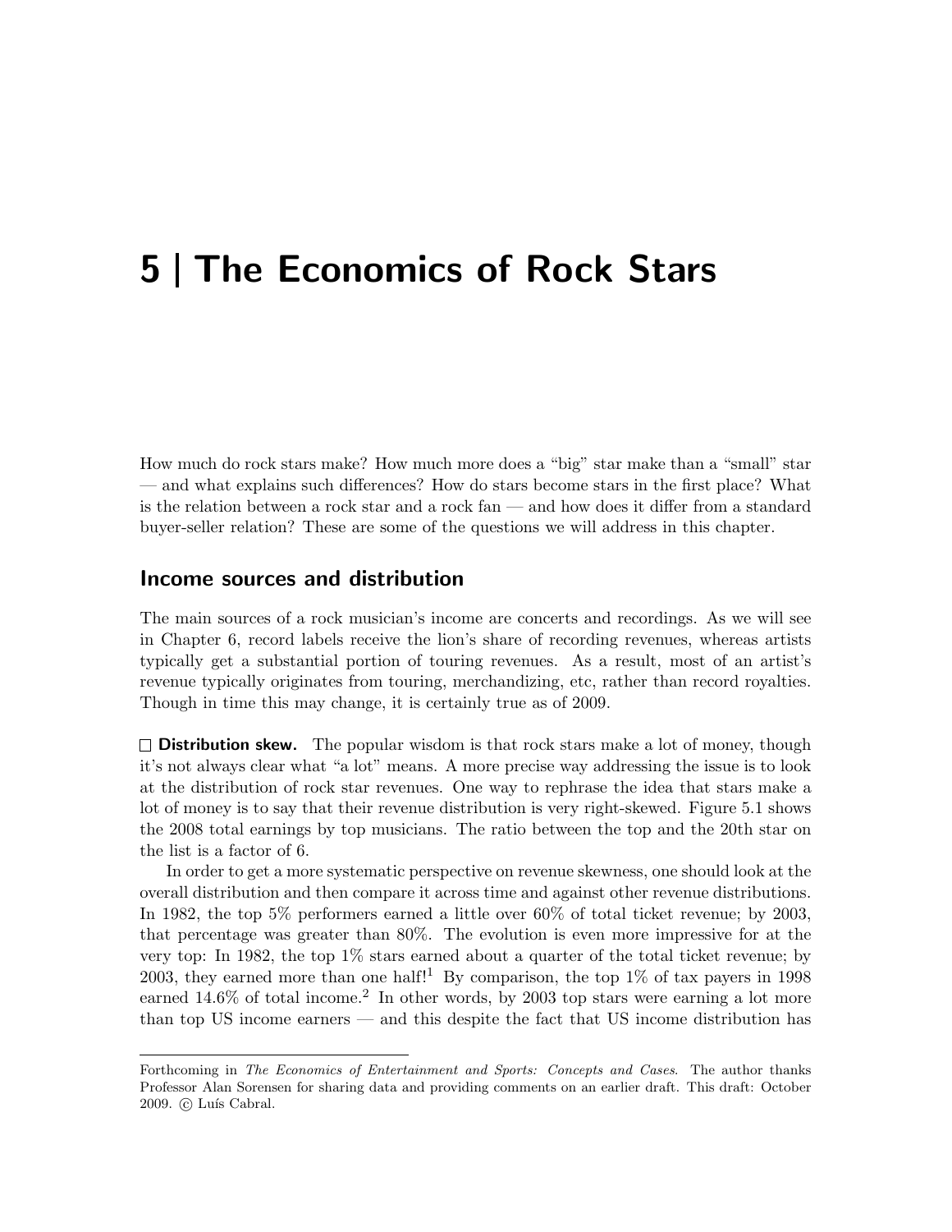# 5 | The Economics of Rock Stars

How much do rock stars make? How much more does a "big" star make than a "small" star — and what explains such differences? How do stars become stars in the first place? What is the relation between a rock star and a rock fan — and how does it differ from a standard buyer-seller relation? These are some of the questions we will address in this chapter.

## Income sources and distribution

The main sources of a rock musician's income are concerts and recordings. As we will see in Chapter 6, record labels receive the lion's share of recording revenues, whereas artists typically get a substantial portion of touring revenues. As a result, most of an artist's revenue typically originates from touring, merchandizing, etc, rather than record royalties. Though in time this may change, it is certainly true as of 2009.

□ **Distribution skew.** The popular wisdom is that rock stars make a lot of money, though it's not always clear what "a lot" means. A more precise way addressing the issue is to look at the distribution of rock star revenues. One way to rephrase the idea that stars make a lot of money is to say that their revenue distribution is very right-skewed. Figure 5.1 shows the 2008 total earnings by top musicians. The ratio between the top and the 20th star on the list is a factor of 6.

In order to get a more systematic perspective on revenue skewness, one should look at the overall distribution and then compare it across time and against other revenue distributions. In 1982, the top 5% performers earned a little over 60% of total ticket revenue; by 2003, that percentage was greater than 80%. The evolution is even more impressive for at the very top: In 1982, the top 1% stars earned about a quarter of the total ticket revenue; by 2003, they earned more than one half![1] By comparison, the top 1% of tax payers in 1998 earned 14.6% of total income.[2] In other words, by 2003 top stars were earning a lot more than top US income earners — and this despite the fact that US income distribution has

Forthcoming in *The Economics of Entertainment and Sports: Concepts and Cases*. The author thanks Professor Alan Sorensen for sharing data and providing comments on an earlier draft. This draft: October 2009. © Luís Cabral.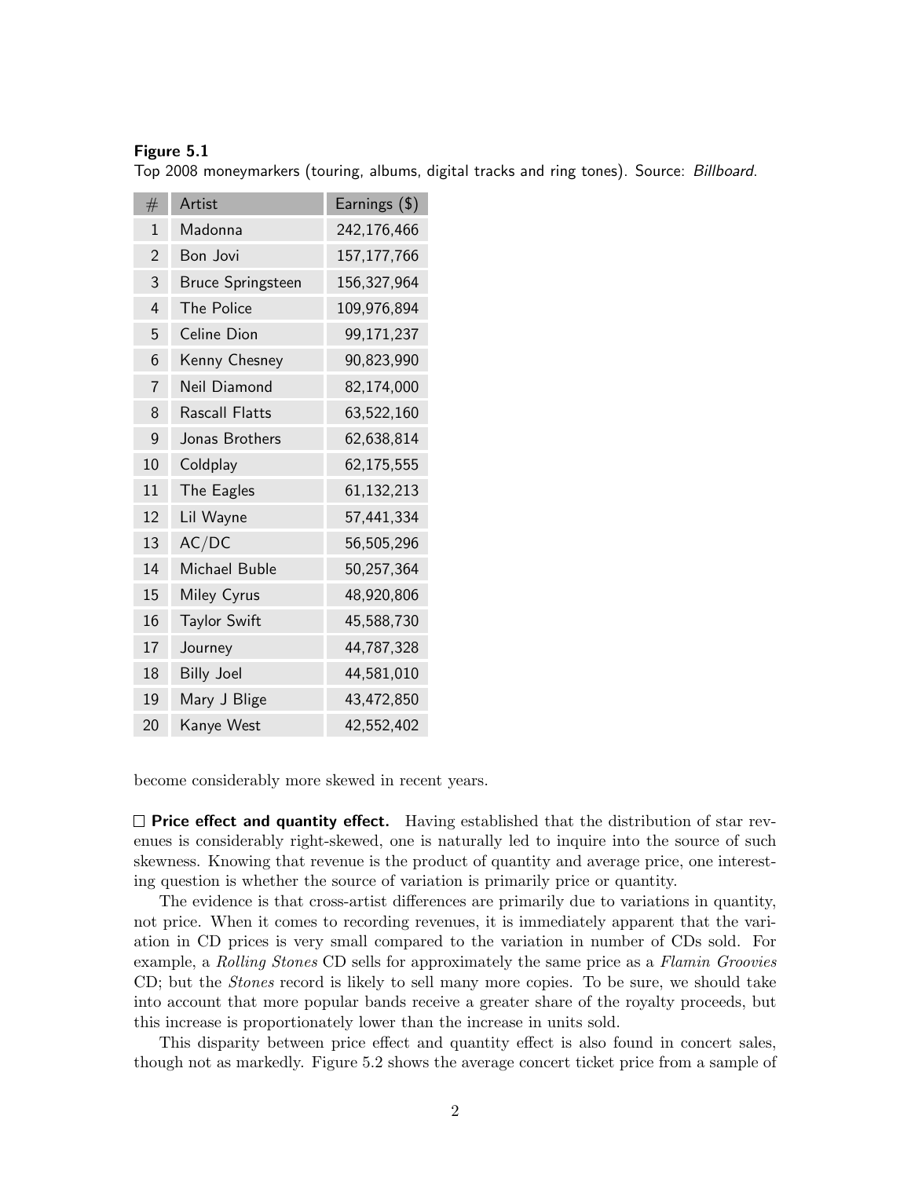**Figure 5.1**
Top 2008 moneymarkers (touring, albums, digital tracks and ring tones). Source: *Billboard*.

| # | Artist | Earnings ($) |
|---|---|---|
| 1 | Madonna | 242,176,466 |
| 2 | Bon Jovi | 157,177,766 |
| 3 | Bruce Springsteen | 156,327,964 |
| 4 | The Police | 109,976,894 |
| 5 | Celine Dion | 99,171,237 |
| 6 | Kenny Chesney | 90,823,990 |
| 7 | Neil Diamond | 82,174,000 |
| 8 | Rascall Flatts | 63,522,160 |
| 9 | Jonas Brothers | 62,638,814 |
| 10 | Coldplay | 62,175,555 |
| 11 | The Eagles | 61,132,213 |
| 12 | Lil Wayne | 57,441,334 |
| 13 | AC/DC | 56,505,296 |
| 14 | Michael Buble | 50,257,364 |
| 15 | Miley Cyrus | 48,920,806 |
| 16 | Taylor Swift | 45,588,730 |
| 17 | Journey | 44,787,328 |
| 18 | Billy Joel | 44,581,010 |
| 19 | Mary J Blige | 43,472,850 |
| 20 | Kanye West | 42,552,402 |

become considerably more skewed in recent years.

☐ **Price effect and quantity effect.** Having established that the distribution of star revenues is considerably right-skewed, one is naturally led to inquire into the source of such skewness. Knowing that revenue is the product of quantity and average price, one interesting question is whether the source of variation is primarily price or quantity.

The evidence is that cross-artist differences are primarily due to variations in quantity, not price. When it comes to recording revenues, it is immediately apparent that the variation in CD prices is very small compared to the variation in number of CDs sold. For example, a *Rolling Stones* CD sells for approximately the same price as a *Flamin Groovies* CD; but the *Stones* record is likely to sell many more copies. To be sure, we should take into account that more popular bands receive a greater share of the royalty proceeds, but this increase is proportionately lower than the increase in units sold.

This disparity between price effect and quantity effect is also found in concert sales, though not as markedly. Figure 5.2 shows the average concert ticket price from a sample of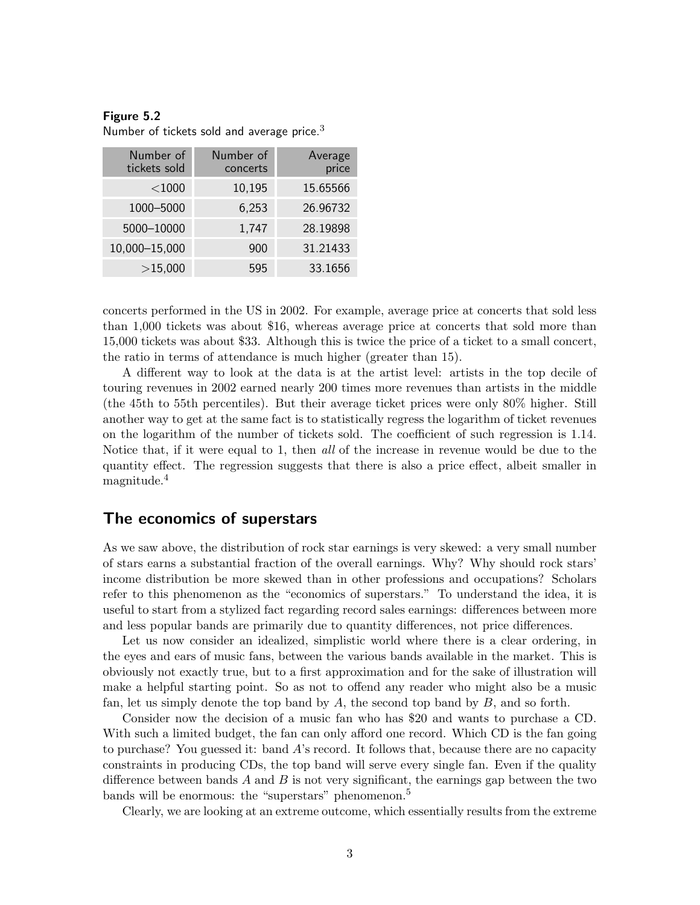**Figure 5.2**
Number of tickets sold and average price.[3]

| Number of tickets sold | Number of concerts | Average price |
|---|---|---|
| <1000 | 10,195 | 15.65566 |
| 1000–5000 | 6,253 | 26.96732 |
| 5000–10000 | 1,747 | 28.19898 |
| 10,000–15,000 | 900 | 31.21433 |
| >15,000 | 595 | 33.1656 |

concerts performed in the US in 2002. For example, average price at concerts that sold less than 1,000 tickets was about $16, whereas average price at concerts that sold more than 15,000 tickets was about $33. Although this is twice the price of a ticket to a small concert, the ratio in terms of attendance is much higher (greater than 15).

A different way to look at the data is at the artist level: artists in the top decile of touring revenues in 2002 earned nearly 200 times more revenues than artists in the middle (the 45th to 55th percentiles). But their average ticket prices were only 80% higher. Still another way to get at the same fact is to statistically regress the logarithm of ticket revenues on the logarithm of the number of tickets sold. The coefficient of such regression is 1.14. Notice that, if it were equal to 1, then *all* of the increase in revenue would be due to the quantity effect. The regression suggests that there is also a price effect, albeit smaller in magnitude.[4]

## The economics of superstars

As we saw above, the distribution of rock star earnings is very skewed: a very small number of stars earns a substantial fraction of the overall earnings. Why? Why should rock stars' income distribution be more skewed than in other professions and occupations? Scholars refer to this phenomenon as the "economics of superstars." To understand the idea, it is useful to start from a stylized fact regarding record sales earnings: differences between more and less popular bands are primarily due to quantity differences, not price differences.

Let us now consider an idealized, simplistic world where there is a clear ordering, in the eyes and ears of music fans, between the various bands available in the market. This is obviously not exactly true, but to a first approximation and for the sake of illustration will make a helpful starting point. So as not to offend any reader who might also be a music fan, let us simply denote the top band by $A$, the second top band by $B$, and so forth.

Consider now the decision of a music fan who has $20 and wants to purchase a CD. With such a limited budget, the fan can only afford one record. Which CD is the fan going to purchase? You guessed it: band $A$'s record. It follows that, because there are no capacity constraints in producing CDs, the top band will serve every single fan. Even if the quality difference between bands $A$ and $B$ is not very significant, the earnings gap between the two bands will be enormous: the "superstars" phenomenon.[5]

Clearly, we are looking at an extreme outcome, which essentially results from the extreme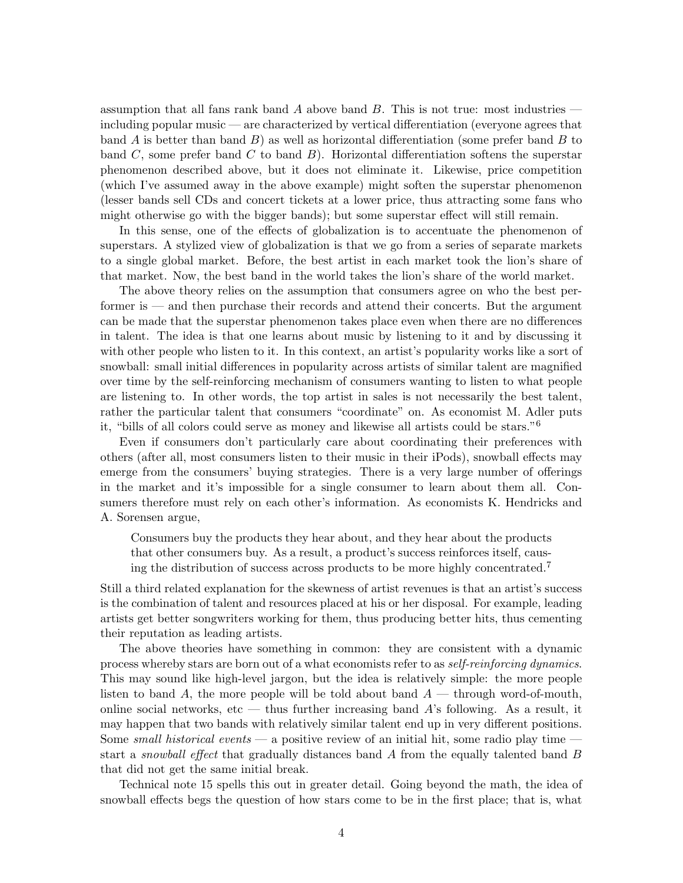assumption that all fans rank band $A$ above band $B$. This is not true: most industries — including popular music — are characterized by vertical differentiation (everyone agrees that band $A$ is better than band $B$) as well as horizontal differentiation (some prefer band $B$ to band $C$, some prefer band $C$ to band $B$). Horizontal differentiation softens the superstar phenomenon described above, but it does not eliminate it. Likewise, price competition (which I've assumed away in the above example) might soften the superstar phenomenon (lesser bands sell CDs and concert tickets at a lower price, thus attracting some fans who might otherwise go with the bigger bands); but some superstar effect will still remain.

In this sense, one of the effects of globalization is to accentuate the phenomenon of superstars. A stylized view of globalization is that we go from a series of separate markets to a single global market. Before, the best artist in each market took the lion's share of that market. Now, the best band in the world takes the lion's share of the world market.

The above theory relies on the assumption that consumers agree on who the best performer is — and then purchase their records and attend their concerts. But the argument can be made that the superstar phenomenon takes place even when there are no differences in talent. The idea is that one learns about music by listening to it and by discussing it with other people who listen to it. In this context, an artist's popularity works like a sort of snowball: small initial differences in popularity across artists of similar talent are magnified over time by the self-reinforcing mechanism of consumers wanting to listen to what people are listening to. In other words, the top artist in sales is not necessarily the best talent, rather the particular talent that consumers "coordinate" on. As economist M. Adler puts it, "bills of all colors could serve as money and likewise all artists could be stars."[6]

Even if consumers don't particularly care about coordinating their preferences with others (after all, most consumers listen to their music in their iPods), snowball effects may emerge from the consumers' buying strategies. There is a very large number of offerings in the market and it's impossible for a single consumer to learn about them all. Consumers therefore must rely on each other's information. As economists K. Hendricks and A. Sorensen argue,

> Consumers buy the products they hear about, and they hear about the products that other consumers buy. As a result, a product's success reinforces itself, causing the distribution of success across products to be more highly concentrated.[7]

Still a third related explanation for the skewness of artist revenues is that an artist's success is the combination of talent and resources placed at his or her disposal. For example, leading artists get better songwriters working for them, thus producing better hits, thus cementing their reputation as leading artists.

The above theories have something in common: they are consistent with a dynamic process whereby stars are born out of a what economists refer to as *self-reinforcing dynamics*. This may sound like high-level jargon, but the idea is relatively simple: the more people listen to band $A$, the more people will be told about band $A$ — through word-of-mouth, online social networks, etc — thus further increasing band $A$'s following. As a result, it may happen that two bands with relatively similar talent end up in very different positions. Some *small historical events* — a positive review of an initial hit, some radio play time — start a *snowball effect* that gradually distances band $A$ from the equally talented band $B$ that did not get the same initial break.

Technical note 15 spells this out in greater detail. Going beyond the math, the idea of snowball effects begs the question of how stars come to be in the first place; that is, what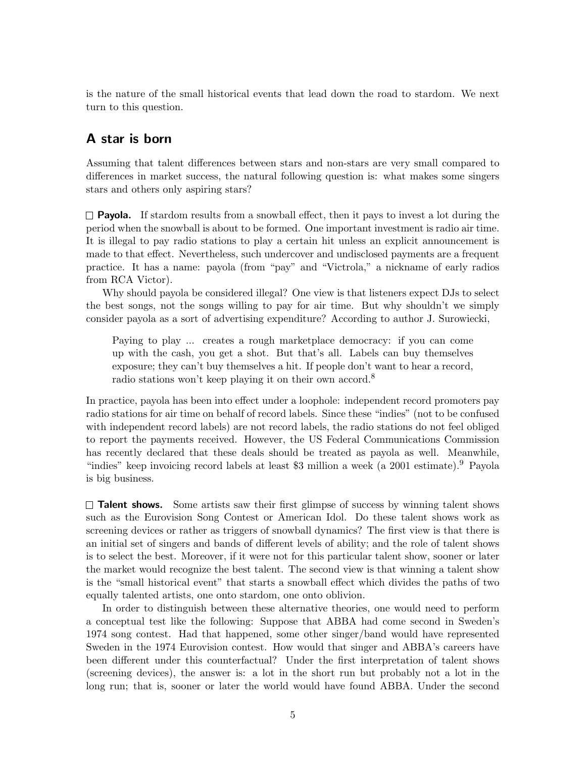is the nature of the small historical events that lead down the road to stardom. We next turn to this question.

## A star is born

Assuming that talent differences between stars and non-stars are very small compared to differences in market success, the natural following question is: what makes some singers stars and others only aspiring stars?

☐ **Payola.** If stardom results from a snowball effect, then it pays to invest a lot during the period when the snowball is about to be formed. One important investment is radio air time. It is illegal to pay radio stations to play a certain hit unless an explicit announcement is made to that effect. Nevertheless, such undercover and undisclosed payments are a frequent practice. It has a name: payola (from "pay" and "Victrola," a nickname of early radios from RCA Victor).

Why should payola be considered illegal? One view is that listeners expect DJs to select the best songs, not the songs willing to pay for air time. But why shouldn't we simply consider payola as a sort of advertising expenditure? According to author J. Surowiecki,

> Paying to play ... creates a rough marketplace democracy: if you can come up with the cash, you get a shot. But that's all. Labels can buy themselves exposure; they can't buy themselves a hit. If people don't want to hear a record, radio stations won't keep playing it on their own accord.[8]

In practice, payola has been into effect under a loophole: independent record promoters pay radio stations for air time on behalf of record labels. Since these "indies" (not to be confused with independent record labels) are not record labels, the radio stations do not feel obliged to report the payments received. However, the US Federal Communications Commission has recently declared that these deals should be treated as payola as well. Meanwhile, "indies" keep invoicing record labels at least $3 million a week (a 2001 estimate).[9] Payola is big business.

☐ **Talent shows.** Some artists saw their first glimpse of success by winning talent shows such as the Eurovision Song Contest or American Idol. Do these talent shows work as screening devices or rather as triggers of snowball dynamics? The first view is that there is an initial set of singers and bands of different levels of ability; and the role of talent shows is to select the best. Moreover, if it were not for this particular talent show, sooner or later the market would recognize the best talent. The second view is that winning a talent show is the "small historical event" that starts a snowball effect which divides the paths of two equally talented artists, one onto stardom, one onto oblivion.

In order to distinguish between these alternative theories, one would need to perform a conceptual test like the following: Suppose that ABBA had come second in Sweden's 1974 song contest. Had that happened, some other singer/band would have represented Sweden in the 1974 Eurovision contest. How would that singer and ABBA's careers have been different under this counterfactual? Under the first interpretation of talent shows (screening devices), the answer is: a lot in the short run but probably not a lot in the long run; that is, sooner or later the world would have found ABBA. Under the second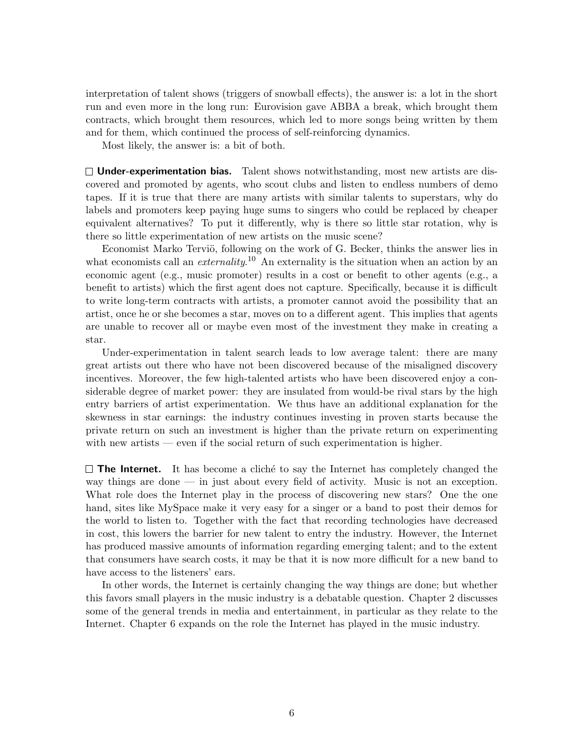interpretation of talent shows (triggers of snowball effects), the answer is: a lot in the short run and even more in the long run: Eurovision gave ABBA a break, which brought them contracts, which brought them resources, which led to more songs being written by them and for them, which continued the process of self-reinforcing dynamics.

Most likely, the answer is: a bit of both.

☐ **Under-experimentation bias.** Talent shows notwithstanding, most new artists are discovered and promoted by agents, who scout clubs and listen to endless numbers of demo tapes. If it is true that there are many artists with similar talents to superstars, why do labels and promoters keep paying huge sums to singers who could be replaced by cheaper equivalent alternatives? To put it differently, why is there so little star rotation, why is there so little experimentation of new artists on the music scene?

Economist Marko Terviö, following on the work of G. Becker, thinks the answer lies in what economists call an *externality*.[10] An externality is the situation when an action by an economic agent (e.g., music promoter) results in a cost or benefit to other agents (e.g., a benefit to artists) which the first agent does not capture. Specifically, because it is difficult to write long-term contracts with artists, a promoter cannot avoid the possibility that an artist, once he or she becomes a star, moves on to a different agent. This implies that agents are unable to recover all or maybe even most of the investment they make in creating a star.

Under-experimentation in talent search leads to low average talent: there are many great artists out there who have not been discovered because of the misaligned discovery incentives. Moreover, the few high-talented artists who have been discovered enjoy a considerable degree of market power: they are insulated from would-be rival stars by the high entry barriers of artist experimentation. We thus have an additional explanation for the skewness in star earnings: the industry continues investing in proven starts because the private return on such an investment is higher than the private return on experimenting with new artists — even if the social return of such experimentation is higher.

☐ **The Internet.** It has become a cliché to say the Internet has completely changed the way things are done — in just about every field of activity. Music is not an exception. What role does the Internet play in the process of discovering new stars? One the one hand, sites like MySpace make it very easy for a singer or a band to post their demos for the world to listen to. Together with the fact that recording technologies have decreased in cost, this lowers the barrier for new talent to entry the industry. However, the Internet has produced massive amounts of information regarding emerging talent; and to the extent that consumers have search costs, it may be that it is now more difficult for a new band to have access to the listeners' ears.

In other words, the Internet is certainly changing the way things are done; but whether this favors small players in the music industry is a debatable question. Chapter 2 discusses some of the general trends in media and entertainment, in particular as they relate to the Internet. Chapter 6 expands on the role the Internet has played in the music industry.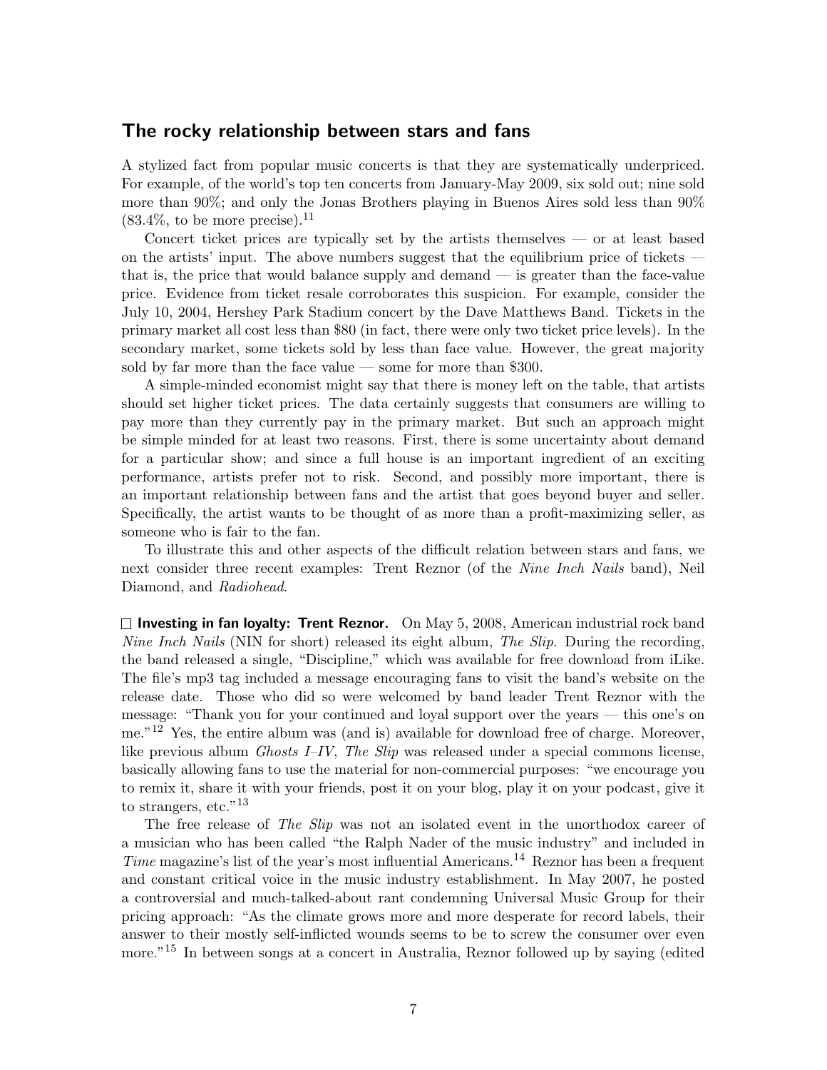## The rocky relationship between stars and fans

A stylized fact from popular music concerts is that they are systematically underpriced. For example, of the world's top ten concerts from January-May 2009, six sold out; nine sold more than 90%; and only the Jonas Brothers playing in Buenos Aires sold less than 90% (83.4%, to be more precise).[11]

Concert ticket prices are typically set by the artists themselves — or at least based on the artists' input. The above numbers suggest that the equilibrium price of tickets — that is, the price that would balance supply and demand — is greater than the face-value price. Evidence from ticket resale corroborates this suspicion. For example, consider the July 10, 2004, Hershey Park Stadium concert by the Dave Matthews Band. Tickets in the primary market all cost less than $80 (in fact, there were only two ticket price levels). In the secondary market, some tickets sold by less than face value. However, the great majority sold by far more than the face value — some for more than $300.

A simple-minded economist might say that there is money left on the table, that artists should set higher ticket prices. The data certainly suggests that consumers are willing to pay more than they currently pay in the primary market. But such an approach might be simple minded for at least two reasons. First, there is some uncertainty about demand for a particular show; and since a full house is an important ingredient of an exciting performance, artists prefer not to risk. Second, and possibly more important, there is an important relationship between fans and the artist that goes beyond buyer and seller. Specifically, the artist wants to be thought of as more than a profit-maximizing seller, as someone who is fair to the fan.

To illustrate this and other aspects of the difficult relation between stars and fans, we next consider three recent examples: Trent Reznor (of the *Nine Inch Nails* band), Neil Diamond, and *Radiohead*.

☐ **Investing in fan loyalty: Trent Reznor.** On May 5, 2008, American industrial rock band *Nine Inch Nails* (NIN for short) released its eight album, *The Slip*. During the recording, the band released a single, "Discipline," which was available for free download from iLike. The file's mp3 tag included a message encouraging fans to visit the band's website on the release date. Those who did so were welcomed by band leader Trent Reznor with the message: "Thank you for your continued and loyal support over the years — this one's on me."[12] Yes, the entire album was (and is) available for download free of charge. Moreover, like previous album *Ghosts I–IV*, *The Slip* was released under a special commons license, basically allowing fans to use the material for non-commercial purposes: "we encourage you to remix it, share it with your friends, post it on your blog, play it on your podcast, give it to strangers, etc."[13]

The free release of *The Slip* was not an isolated event in the unorthodox career of a musician who has been called "the Ralph Nader of the music industry" and included in *Time* magazine's list of the year's most influential Americans.[14] Reznor has been a frequent and constant critical voice in the music industry establishment. In May 2007, he posted a controversial and much-talked-about rant condemning Universal Music Group for their pricing approach: "As the climate grows more and more desperate for record labels, their answer to their mostly self-inflicted wounds seems to be to screw the consumer over even more."[15] In between songs at a concert in Australia, Reznor followed up by saying (edited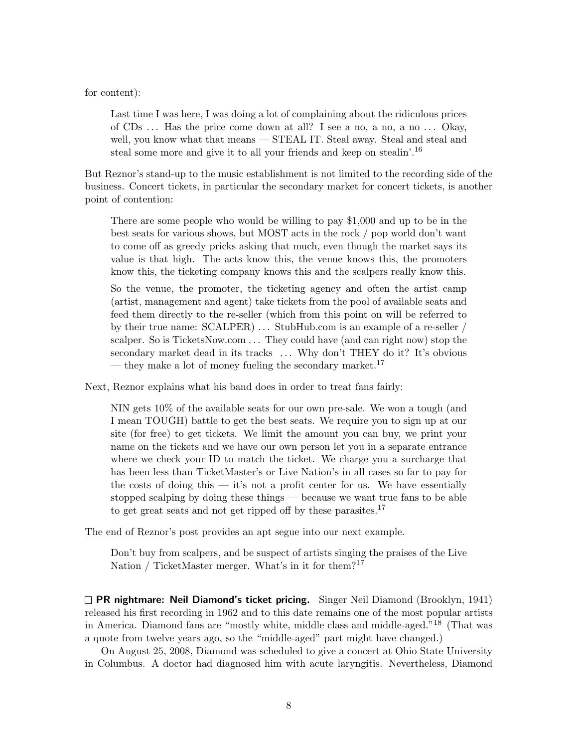for content):

> Last time I was here, I was doing a lot of complaining about the ridiculous prices of CDs ... Has the price come down at all? I see a no, a no, a no ... Okay, well, you know what that means — STEAL IT. Steal away. Steal and steal and steal some more and give it to all your friends and keep on stealin'.[16]

But Reznor's stand-up to the music establishment is not limited to the recording side of the business. Concert tickets, in particular the secondary market for concert tickets, is another point of contention:

> There are some people who would be willing to pay $1,000 and up to be in the best seats for various shows, but MOST acts in the rock / pop world don't want to come off as greedy pricks asking that much, even though the market says its value is that high. The acts know this, the venue knows this, the promoters know this, the ticketing company knows this and the scalpers really know this.
>
> So the venue, the promoter, the ticketing agency and often the artist camp (artist, management and agent) take tickets from the pool of available seats and feed them directly to the re-seller (which from this point on will be referred to by their true name: SCALPER) ... StubHub.com is an example of a re-seller / scalper. So is TicketsNow.com ... They could have (and can right now) stop the secondary market dead in its tracks ... Why don't THEY do it? It's obvious — they make a lot of money fueling the secondary market.[17]

Next, Reznor explains what his band does in order to treat fans fairly:

> NIN gets 10% of the available seats for our own pre-sale. We won a tough (and I mean TOUGH) battle to get the best seats. We require you to sign up at our site (for free) to get tickets. We limit the amount you can buy, we print your name on the tickets and we have our own person let you in a separate entrance where we check your ID to match the ticket. We charge you a surcharge that has been less than TicketMaster's or Live Nation's in all cases so far to pay for the costs of doing this — it's not a profit center for us. We have essentially stopped scalping by doing these things — because we want true fans to be able to get great seats and not get ripped off by these parasites.[17]

The end of Reznor's post provides an apt segue into our next example.

> Don't buy from scalpers, and be suspect of artists singing the praises of the Live Nation / TicketMaster merger. What's in it for them?[17]

☐ **PR nightmare: Neil Diamond's ticket pricing.** Singer Neil Diamond (Brooklyn, 1941) released his first recording in 1962 and to this date remains one of the most popular artists in America. Diamond fans are "mostly white, middle class and middle-aged."[18] (That was a quote from twelve years ago, so the "middle-aged" part might have changed.)

On August 25, 2008, Diamond was scheduled to give a concert at Ohio State University in Columbus. A doctor had diagnosed him with acute laryngitis. Nevertheless, Diamond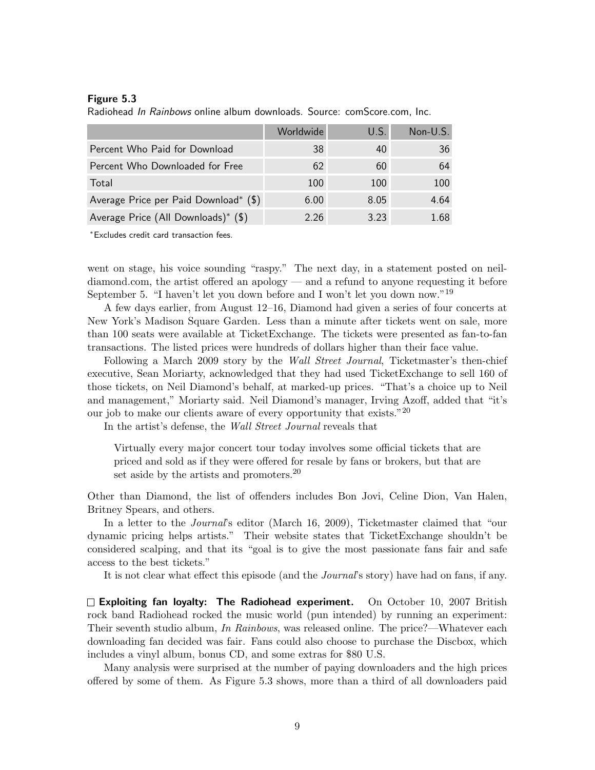**Figure 5.3**
Radiohead *In Rainbows* online album downloads. Source: comScore.com, Inc.

| | Worldwide | U.S. | Non-U.S. |
|---|---|---|---|
| Percent Who Paid for Download | 38 | 40 | 36 |
| Percent Who Downloaded for Free | 62 | 60 | 64 |
| Total | 100 | 100 | 100 |
| Average Price per Paid Download* ($) | 6.00 | 8.05 | 4.64 |
| Average Price (All Downloads)* ($) | 2.26 | 3.23 | 1.68 |

*Excludes credit card transaction fees.

went on stage, his voice sounding "raspy." The next day, in a statement posted on neildiamond.com, the artist offered an apology — and a refund to anyone requesting it before September 5. "I haven't let you down before and I won't let you down now."[19]

A few days earlier, from August 12–16, Diamond had given a series of four concerts at New York's Madison Square Garden. Less than a minute after tickets went on sale, more than 100 seats were available at TicketExchange. The tickets were presented as fan-to-fan transactions. The listed prices were hundreds of dollars higher than their face value.

Following a March 2009 story by the *Wall Street Journal*, Ticketmaster's then-chief executive, Sean Moriarty, acknowledged that they had used TicketExchange to sell 160 of those tickets, on Neil Diamond's behalf, at marked-up prices. "That's a choice up to Neil and management," Moriarty said. Neil Diamond's manager, Irving Azoff, added that "it's our job to make our clients aware of every opportunity that exists."[20]

In the artist's defense, the *Wall Street Journal* reveals that

> Virtually every major concert tour today involves some official tickets that are priced and sold as if they were offered for resale by fans or brokers, but that are set aside by the artists and promoters.[20]

Other than Diamond, the list of offenders includes Bon Jovi, Celine Dion, Van Halen, Britney Spears, and others.

In a letter to the *Journal*'s editor (March 16, 2009), Ticketmaster claimed that "our dynamic pricing helps artists." Their website states that TicketExchange shouldn't be considered scalping, and that its "goal is to give the most passionate fans fair and safe access to the best tickets."

It is not clear what effect this episode (and the *Journal*'s story) have had on fans, if any.

☐ **Exploiting fan loyalty: The Radiohead experiment.** On October 10, 2007 British rock band Radiohead rocked the music world (pun intended) by running an experiment: Their seventh studio album, *In Rainbows*, was released online. The price?—Whatever each downloading fan decided was fair. Fans could also choose to purchase the Discbox, which includes a vinyl album, bonus CD, and some extras for $80 U.S.

Many analysis were surprised at the number of paying downloaders and the high prices offered by some of them. As Figure 5.3 shows, more than a third of all downloaders paid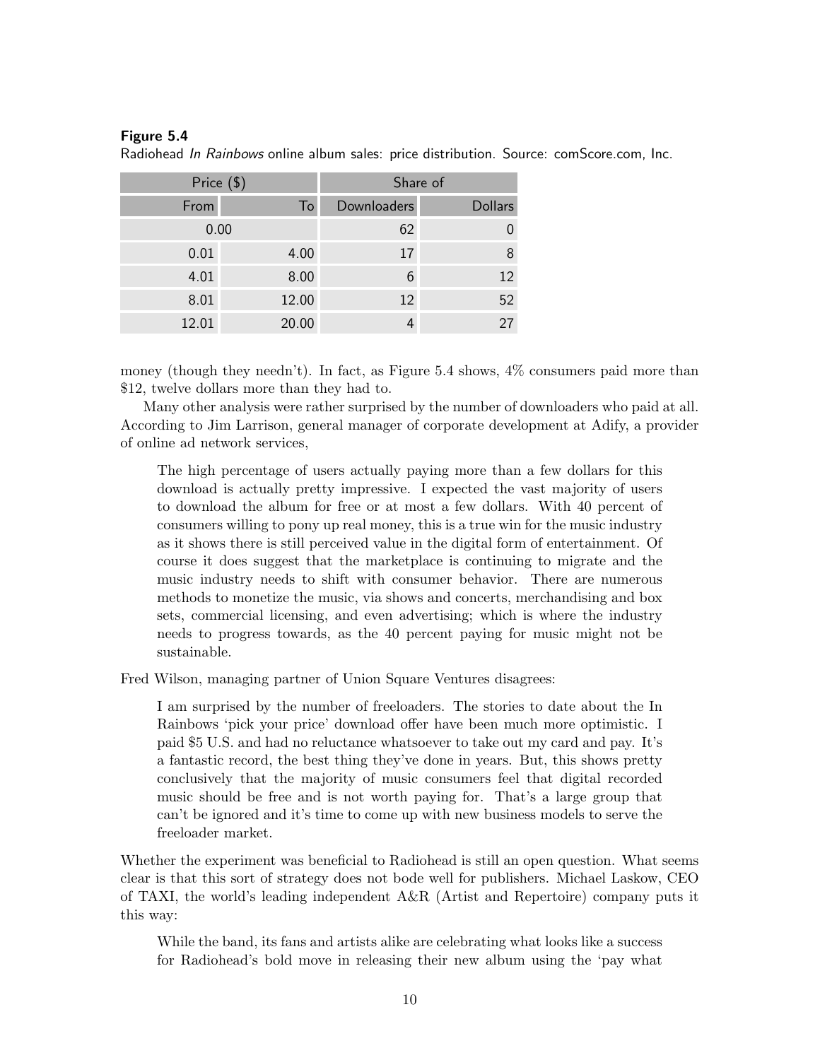**Figure 5.4**

Radiohead *In Rainbows* online album sales: price distribution. Source: comScore.com, Inc.

| Price ($) | | Share of | |
|---|---|---|---|
| From | To | Downloaders | Dollars |
| 0.00 | | 62 | 0 |
| 0.01 | 4.00 | 17 | 8 |
| 4.01 | 8.00 | 6 | 12 |
| 8.01 | 12.00 | 12 | 52 |
| 12.01 | 20.00 | 4 | 27 |

money (though they needn't). In fact, as Figure 5.4 shows, 4% consumers paid more than $12, twelve dollars more than they had to.

Many other analysis were rather surprised by the number of downloaders who paid at all. According to Jim Larrison, general manager of corporate development at Adify, a provider of online ad network services,

> The high percentage of users actually paying more than a few dollars for this download is actually pretty impressive. I expected the vast majority of users to download the album for free or at most a few dollars. With 40 percent of consumers willing to pony up real money, this is a true win for the music industry as it shows there is still perceived value in the digital form of entertainment. Of course it does suggest that the marketplace is continuing to migrate and the music industry needs to shift with consumer behavior. There are numerous methods to monetize the music, via shows and concerts, merchandising and box sets, commercial licensing, and even advertising; which is where the industry needs to progress towards, as the 40 percent paying for music might not be sustainable.

Fred Wilson, managing partner of Union Square Ventures disagrees:

> I am surprised by the number of freeloaders. The stories to date about the In Rainbows 'pick your price' download offer have been much more optimistic. I paid $5 U.S. and had no reluctance whatsoever to take out my card and pay. It's a fantastic record, the best thing they've done in years. But, this shows pretty conclusively that the majority of music consumers feel that digital recorded music should be free and is not worth paying for. That's a large group that can't be ignored and it's time to come up with new business models to serve the freeloader market.

Whether the experiment was beneficial to Radiohead is still an open question. What seems clear is that this sort of strategy does not bode well for publishers. Michael Laskow, CEO of TAXI, the world's leading independent A&R (Artist and Repertoire) company puts it this way:

> While the band, its fans and artists alike are celebrating what looks like a success for Radiohead's bold move in releasing their new album using the 'pay what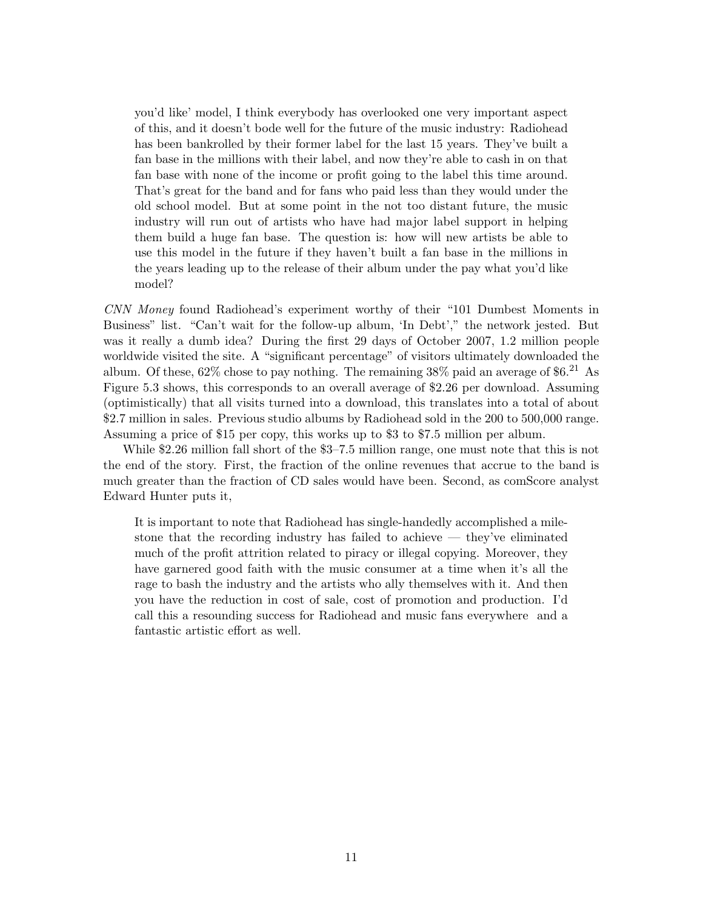you'd like' model, I think everybody has overlooked one very important aspect of this, and it doesn't bode well for the future of the music industry: Radiohead has been bankrolled by their former label for the last 15 years. They've built a fan base in the millions with their label, and now they're able to cash in on that fan base with none of the income or profit going to the label this time around. That's great for the band and for fans who paid less than they would under the old school model. But at some point in the not too distant future, the music industry will run out of artists who have had major label support in helping them build a huge fan base. The question is: how will new artists be able to use this model in the future if they haven't built a fan base in the millions in the years leading up to the release of their album under the pay what you'd like model?

*CNN Money* found Radiohead's experiment worthy of their "101 Dumbest Moments in Business" list. "Can't wait for the follow-up album, 'In Debt'," the network jested. But was it really a dumb idea? During the first 29 days of October 2007, 1.2 million people worldwide visited the site. A "significant percentage" of visitors ultimately downloaded the album. Of these, 62% chose to pay nothing. The remaining 38% paid an average of \$6.[21] As Figure 5.3 shows, this corresponds to an overall average of \$2.26 per download. Assuming (optimistically) that all visits turned into a download, this translates into a total of about \$2.7 million in sales. Previous studio albums by Radiohead sold in the 200 to 500,000 range. Assuming a price of \$15 per copy, this works up to \$3 to \$7.5 million per album.

While \$2.26 million fall short of the \$3–7.5 million range, one must note that this is not the end of the story. First, the fraction of the online revenues that accrue to the band is much greater than the fraction of CD sales would have been. Second, as comScore analyst Edward Hunter puts it,

> It is important to note that Radiohead has single-handedly accomplished a milestone that the recording industry has failed to achieve — they've eliminated much of the profit attrition related to piracy or illegal copying. Moreover, they have garnered good faith with the music consumer at a time when it's all the rage to bash the industry and the artists who ally themselves with it. And then you have the reduction in cost of sale, cost of promotion and production. I'd call this a resounding success for Radiohead and music fans everywhere and a fantastic artistic effort as well.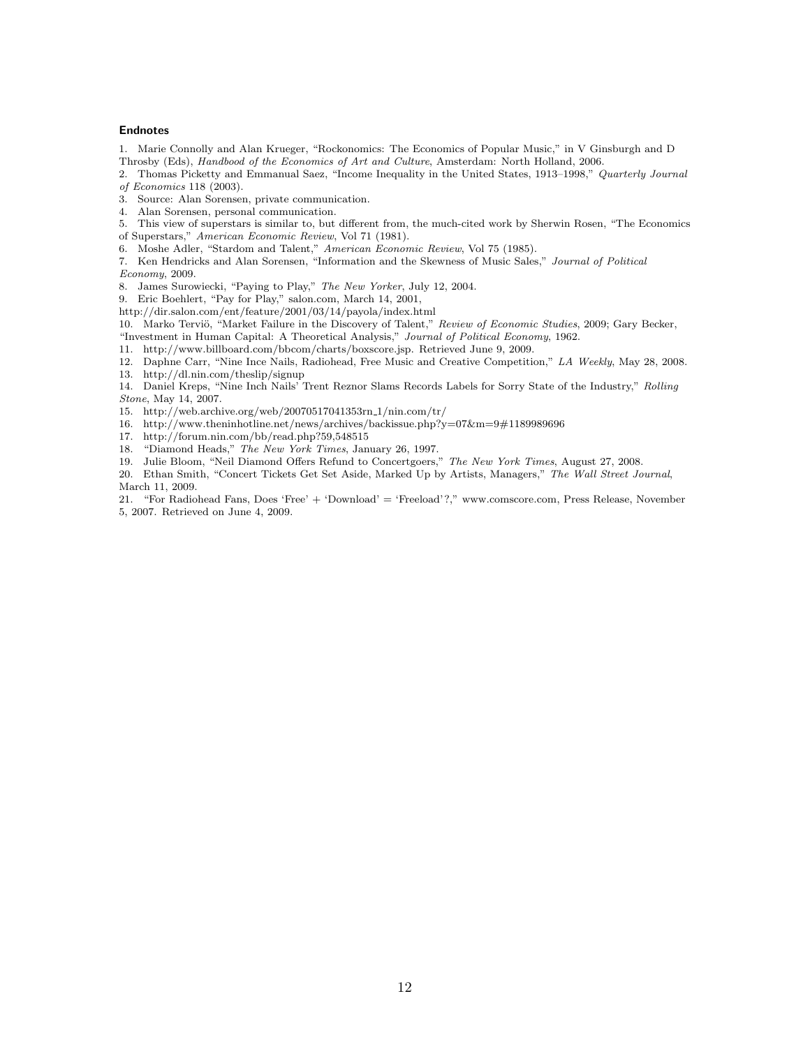### Endnotes

1. Marie Connolly and Alan Krueger, "Rockonomics: The Economics of Popular Music," in V Ginsburgh and D Throsby (Eds), *Handbood of the Economics of Art and Culture*, Amsterdam: North Holland, 2006.
2. Thomas Picketty and Emmanual Saez, "Income Inequality in the United States, 1913–1998," *Quarterly Journal of Economics* 118 (2003).
3. Source: Alan Sorensen, private communication.
4. Alan Sorensen, personal communication.
5. This view of superstars is similar to, but different from, the much-cited work by Sherwin Rosen, "The Economics of Superstars," *American Economic Review*, Vol 71 (1981).
6. Moshe Adler, "Stardom and Talent," *American Economic Review*, Vol 75 (1985).
7. Ken Hendricks and Alan Sorensen, "Information and the Skewness of Music Sales," *Journal of Political Economy*, 2009.
8. James Surowiecki, "Paying to Play," *The New Yorker*, July 12, 2004.
9. Eric Boehlert, "Pay for Play," salon.com, March 14, 2001, http://dir.salon.com/ent/feature/2001/03/14/payola/index.html
10. Marko Terviö, "Market Failure in the Discovery of Talent," *Review of Economic Studies*, 2009; Gary Becker, "Investment in Human Capital: A Theoretical Analysis," *Journal of Political Economy*, 1962.
11. http://www.billboard.com/bbcom/charts/boxscore.jsp. Retrieved June 9, 2009.
12. Daphne Carr, "Nine Ince Nails, Radiohead, Free Music and Creative Competition," *LA Weekly*, May 28, 2008.
13. http://dl.nin.com/theslip/signup
14. Daniel Kreps, "Nine Inch Nails' Trent Reznor Slams Records Labels for Sorry State of the Industry," *Rolling Stone*, May 14, 2007.
15. http://web.archive.org/web/20070517041353rn_1/nin.com/tr/
16. http://www.theninhotline.net/news/archives/backissue.php?y=07&m=9#1189989696
17. http://forum.nin.com/bb/read.php?59,548515
18. "Diamond Heads," *The New York Times*, January 26, 1997.
19. Julie Bloom, "Neil Diamond Offers Refund to Concertgoers," *The New York Times*, August 27, 2008.
20. Ethan Smith, "Concert Tickets Get Set Aside, Marked Up by Artists, Managers," *The Wall Street Journal*, March 11, 2009.
21. "For Radiohead Fans, Does 'Free' + 'Download' = 'Freeload'?," www.comscore.com, Press Release, November 5, 2007. Retrieved on June 4, 2009.